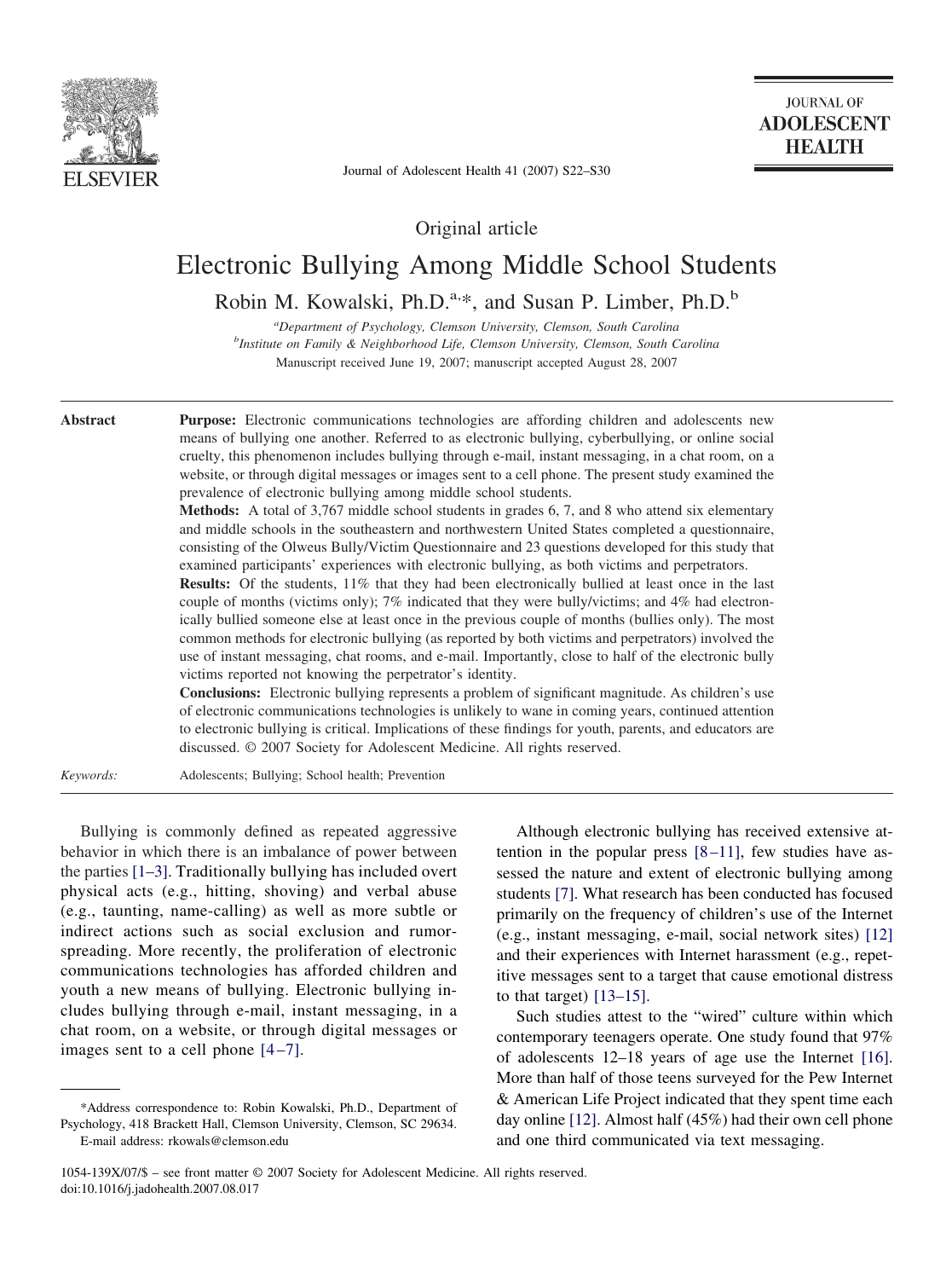Original article

# Electronic Bullying Among Middle School Students

Robin M. Kowalski, Ph.D.[a,*], and Susan P. Limber, Ph.D.[b]

[a]*Department of Psychology, Clemson University, Clemson, South Carolina*
[b]*Institute on Family & Neighborhood Life, Clemson University, Clemson, South Carolina*
Manuscript received June 19, 2007; manuscript accepted August 28, 2007

## Abstract

**Purpose:** Electronic communications technologies are affording children and adolescents new means of bullying one another. Referred to as electronic bullying, cyberbullying, or online social cruelty, this phenomenon includes bullying through e-mail, instant messaging, in a chat room, on a website, or through digital messages or images sent to a cell phone. The present study examined the prevalence of electronic bullying among middle school students.

**Methods:** A total of 3,767 middle school students in grades 6, 7, and 8 who attend six elementary and middle schools in the southeastern and northwestern United States completed a questionnaire, consisting of the Olweus Bully/Victim Questionnaire and 23 questions developed for this study that examined participants' experiences with electronic bullying, as both victims and perpetrators.

**Results:** Of the students, 11% that they had been electronically bullied at least once in the last couple of months (victims only); 7% indicated that they were bully/victims; and 4% had electronically bullied someone else at least once in the previous couple of months (bullies only). The most common methods for electronic bullying (as reported by both victims and perpetrators) involved the use of instant messaging, chat rooms, and e-mail. Importantly, close to half of the electronic bully victims reported not knowing the perpetrator's identity.

**Conclusions:** Electronic bullying represents a problem of significant magnitude. As children's use of electronic communications technologies is unlikely to wane in coming years, continued attention to electronic bullying is critical. Implications of these findings for youth, parents, and educators are discussed. © 2007 Society for Adolescent Medicine. All rights reserved.

*Keywords:* Adolescents; Bullying; School health; Prevention

Bullying is commonly defined as repeated aggressive behavior in which there is an imbalance of power between the parties [1–3]. Traditionally bullying has included overt physical acts (e.g., hitting, shoving) and verbal abuse (e.g., taunting, name-calling) as well as more subtle or indirect actions such as social exclusion and rumor-spreading. More recently, the proliferation of electronic communications technologies has afforded children and youth a new means of bullying. Electronic bullying includes bullying through e-mail, instant messaging, in a chat room, on a website, or through digital messages or images sent to a cell phone [4–7].

Although electronic bullying has received extensive attention in the popular press [8–11], few studies have assessed the nature and extent of electronic bullying among students [7]. What research has been conducted has focused primarily on the frequency of children's use of the Internet (e.g., instant messaging, e-mail, social network sites) [12] and their experiences with Internet harassment (e.g., repetitive messages sent to a target that cause emotional distress to that target) [13–15].

Such studies attest to the "wired" culture within which contemporary teenagers operate. One study found that 97% of adolescents 12–18 years of age use the Internet [16]. More than half of those teens surveyed for the Pew Internet & American Life Project indicated that they spent time each day online [12]. Almost half (45%) had their own cell phone and one third communicated via text messaging.

*Address correspondence to: Robin Kowalski, Ph.D., Department of Psychology, 418 Brackett Hall, Clemson University, Clemson, SC 29634.
E-mail address: rkowals@clemson.edu

1054-139X/07/$ – see front matter © 2007 Society for Adolescent Medicine. All rights reserved.
doi:10.1016/j.jadohealth.2007.08.017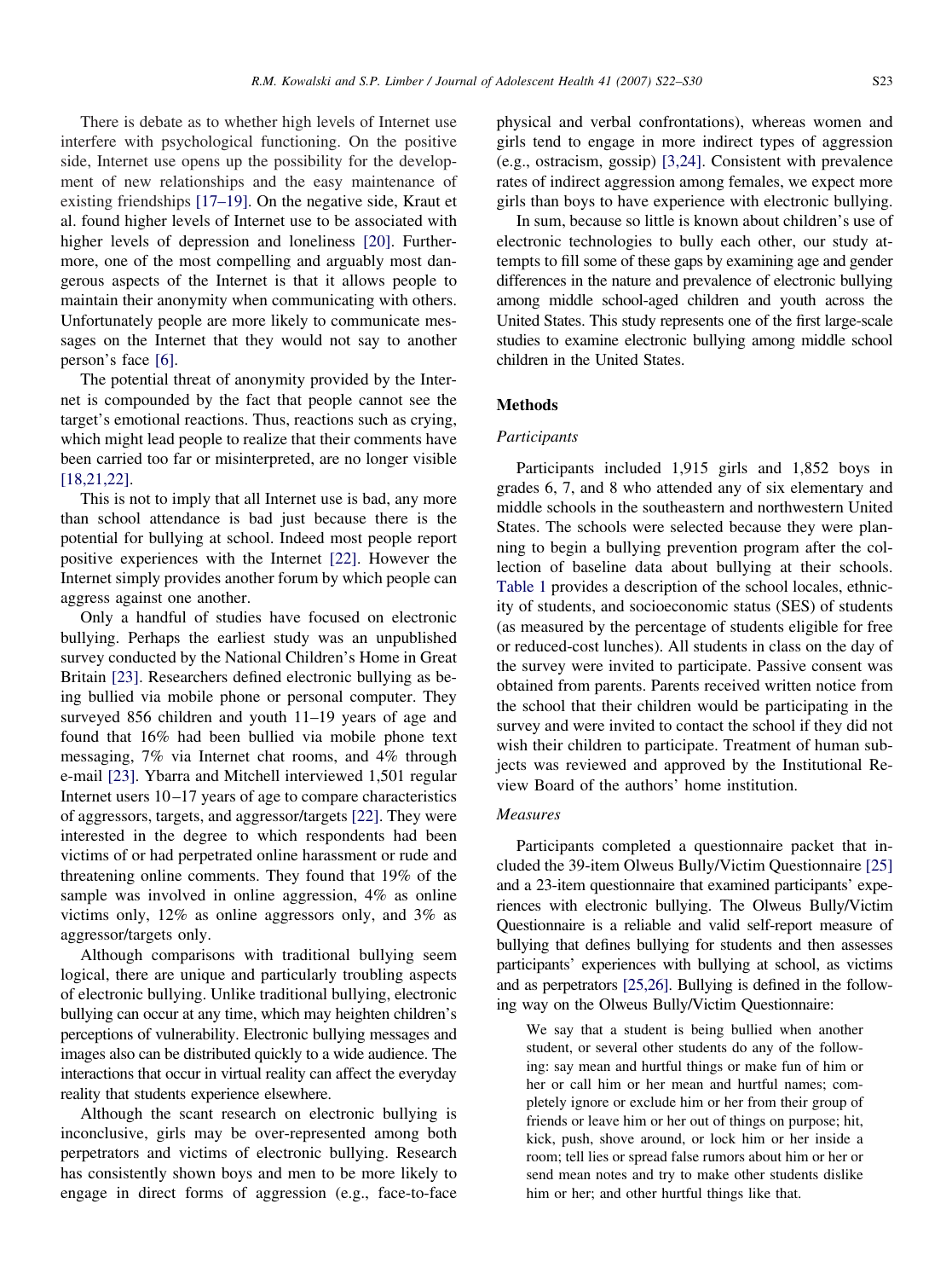There is debate as to whether high levels of Internet use interfere with psychological functioning. On the positive side, Internet use opens up the possibility for the development of new relationships and the easy maintenance of existing friendships [17–19]. On the negative side, Kraut et al. found higher levels of Internet use to be associated with higher levels of depression and loneliness [20]. Furthermore, one of the most compelling and arguably most dangerous aspects of the Internet is that it allows people to maintain their anonymity when communicating with others. Unfortunately people are more likely to communicate messages on the Internet that they would not say to another person's face [6].

The potential threat of anonymity provided by the Internet is compounded by the fact that people cannot see the target's emotional reactions. Thus, reactions such as crying, which might lead people to realize that their comments have been carried too far or misinterpreted, are no longer visible [18,21,22].

This is not to imply that all Internet use is bad, any more than school attendance is bad just because there is the potential for bullying at school. Indeed most people report positive experiences with the Internet [22]. However the Internet simply provides another forum by which people can aggress against one another.

Only a handful of studies have focused on electronic bullying. Perhaps the earliest study was an unpublished survey conducted by the National Children's Home in Great Britain [23]. Researchers defined electronic bullying as being bullied via mobile phone or personal computer. They surveyed 856 children and youth 11–19 years of age and found that 16% had been bullied via mobile phone text messaging, 7% via Internet chat rooms, and 4% through e-mail [23]. Ybarra and Mitchell interviewed 1,501 regular Internet users 10–17 years of age to compare characteristics of aggressors, targets, and aggressor/targets [22]. They were interested in the degree to which respondents had been victims of or had perpetrated online harassment or rude and threatening online comments. They found that 19% of the sample was involved in online aggression, 4% as online victims only, 12% as online aggressors only, and 3% as aggressor/targets only.

Although comparisons with traditional bullying seem logical, there are unique and particularly troubling aspects of electronic bullying. Unlike traditional bullying, electronic bullying can occur at any time, which may heighten children's perceptions of vulnerability. Electronic bullying messages and images also can be distributed quickly to a wide audience. The interactions that occur in virtual reality can affect the everyday reality that students experience elsewhere.

Although the scant research on electronic bullying is inconclusive, girls may be over-represented among both perpetrators and victims of electronic bullying. Research has consistently shown boys and men to be more likely to engage in direct forms of aggression (e.g., face-to-face physical and verbal confrontations), whereas women and girls tend to engage in more indirect types of aggression (e.g., ostracism, gossip) [3,24]. Consistent with prevalence rates of indirect aggression among females, we expect more girls than boys to have experience with electronic bullying.

In sum, because so little is known about children's use of electronic technologies to bully each other, our study attempts to fill some of these gaps by examining age and gender differences in the nature and prevalence of electronic bullying among middle school-aged children and youth across the United States. This study represents one of the first large-scale studies to examine electronic bullying among middle school children in the United States.

## Methods

### *Participants*

Participants included 1,915 girls and 1,852 boys in grades 6, 7, and 8 who attended any of six elementary and middle schools in the southeastern and northwestern United States. The schools were selected because they were planning to begin a bullying prevention program after the collection of baseline data about bullying at their schools. Table 1 provides a description of the school locales, ethnicity of students, and socioeconomic status (SES) of students (as measured by the percentage of students eligible for free or reduced-cost lunches). All students in class on the day of the survey were invited to participate. Passive consent was obtained from parents. Parents received written notice from the school that their children would be participating in the survey and were invited to contact the school if they did not wish their children to participate. Treatment of human subjects was reviewed and approved by the Institutional Review Board of the authors' home institution.

### *Measures*

Participants completed a questionnaire packet that included the 39-item Olweus Bully/Victim Questionnaire [25] and a 23-item questionnaire that examined participants' experiences with electronic bullying. The Olweus Bully/Victim Questionnaire is a reliable and valid self-report measure of bullying that defines bullying for students and then assesses participants' experiences with bullying at school, as victims and as perpetrators [25,26]. Bullying is defined in the following way on the Olweus Bully/Victim Questionnaire:

> We say that a student is being bullied when another student, or several other students do any of the following: say mean and hurtful things or make fun of him or her or call him or her mean and hurtful names; completely ignore or exclude him or her from their group of friends or leave him or her out of things on purpose; hit, kick, push, shove around, or lock him or her inside a room; tell lies or spread false rumors about him or her or send mean notes and try to make other students dislike him or her; and other hurtful things like that.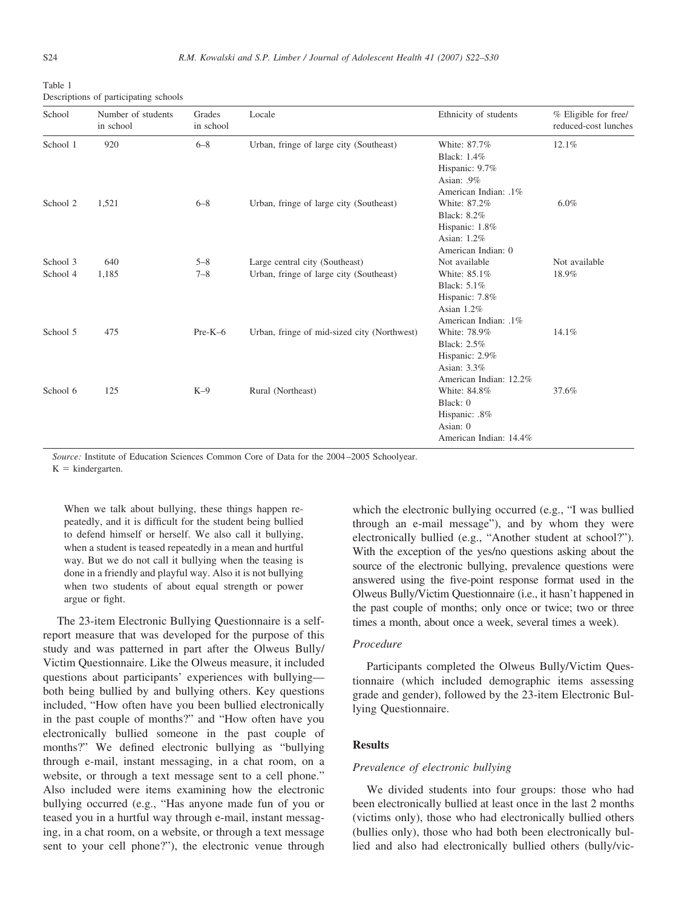Table 1
Descriptions of participating schools

| School | Number of students in school | Grades in school | Locale | Ethnicity of students | % Eligible for free/reduced-cost lunches |
|---|---|---|---|---|---|
| School 1 | 920 | 6–8 | Urban, fringe of large city (Southeast) | White: 87.7%<br>Black: 1.4%<br>Hispanic: 9.7%<br>Asian: .9%<br>American Indian: .1% | 12.1% |
| School 2 | 1,521 | 6–8 | Urban, fringe of large city (Southeast) | White: 87.2%<br>Black: 8.2%<br>Hispanic: 1.8%<br>Asian: 1.2%<br>American Indian: 0 | 6.0% |
| School 3 | 640 | 5–8 | Large central city (Southeast) | Not available | Not available |
| School 4 | 1,185 | 7–8 | Urban, fringe of large city (Southeast) | White: 85.1%<br>Black: 5.1%<br>Hispanic: 7.8%<br>Asian 1.2%<br>American Indian: .1% | 18.9% |
| School 5 | 475 | Pre-K–6 | Urban, fringe of mid-sized city (Northwest) | White: 78.9%<br>Black: 2.5%<br>Hispanic: 2.9%<br>Asian: 3.3%<br>American Indian: 12.2% | 14.1% |
| School 6 | 125 | K–9 | Rural (Northeast) | White: 84.8%<br>Black: 0<br>Hispanic: .8%<br>Asian: 0<br>American Indian: 14.4% | 37.6% |

*Source:* Institute of Education Sciences Common Core of Data for the 2004–2005 Schoolyear.
K = kindergarten.

> When we talk about bullying, these things happen repeatedly, and it is difficult for the student being bullied to defend himself or herself. We also call it bullying, when a student is teased repeatedly in a mean and hurtful way. But we do not call it bullying when the teasing is done in a friendly and playful way. Also it is not bullying when two students of about equal strength or power argue or fight.

The 23-item Electronic Bullying Questionnaire is a self-report measure that was developed for the purpose of this study and was patterned in part after the Olweus Bully/Victim Questionnaire. Like the Olweus measure, it included questions about participants' experiences with bullying—both being bullied by and bullying others. Key questions included, "How often have you been bullied electronically in the past couple of months?" and "How often have you electronically bullied someone in the past couple of months?" We defined electronic bullying as "bullying through e-mail, instant messaging, in a chat room, on a website, or through a text message sent to a cell phone." Also included were items examining how the electronic bullying occurred (e.g., "Has anyone made fun of you or teased you in a hurtful way through e-mail, instant messaging, in a chat room, on a website, or through a text message sent to your cell phone?"), the electronic venue through which the electronic bullying occurred (e.g., "I was bullied through an e-mail message"), and by whom they were electronically bullied (e.g., "Another student at school?"). With the exception of the yes/no questions asking about the source of the electronic bullying, prevalence questions were answered using the five-point response format used in the Olweus Bully/Victim Questionnaire (i.e., it hasn't happened in the past couple of months; only once or twice; two or three times a month, about once a week, several times a week).

### *Procedure*

Participants completed the Olweus Bully/Victim Questionnaire (which included demographic items assessing grade and gender), followed by the 23-item Electronic Bullying Questionnaire.

## Results

### *Prevalence of electronic bullying*

We divided students into four groups: those who had been electronically bullied at least once in the last 2 months (victims only), those who had electronically bullied others (bullies only), those who had both been electronically bullied and also had electronically bullied others (bully/vic-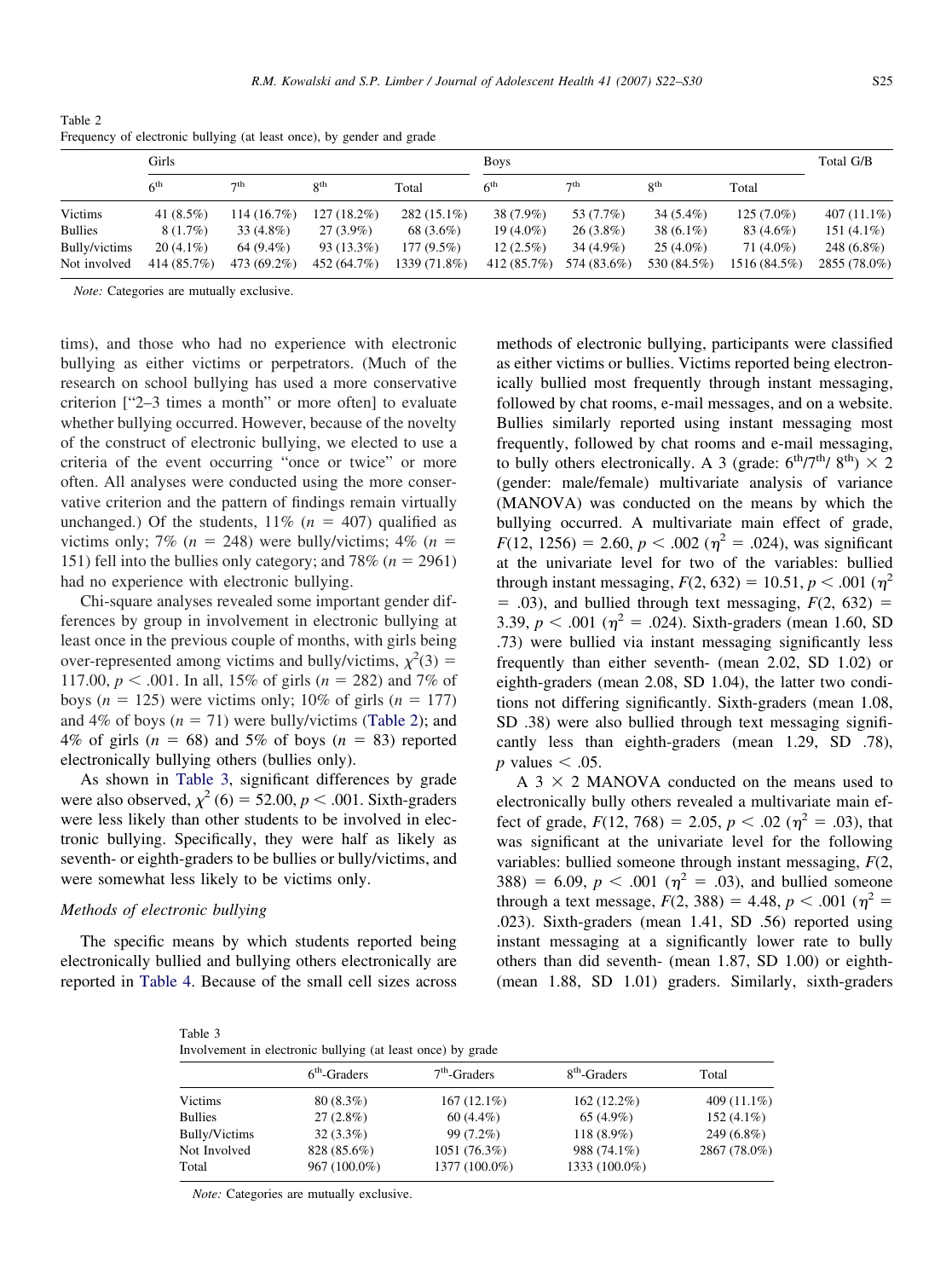Table 2
Frequency of electronic bullying (at least once), by gender and grade

| | Girls | | | | Boys | | | | Total G/B |
|---|---|---|---|---|---|---|---|---|---|
| | 6th | 7th | 8th | Total | 6th | 7th | 8th | Total | |
| Victims | 41 (8.5%) | 114 (16.7%) | 127 (18.2%) | 282 (15.1%) | 38 (7.9%) | 53 (7.7%) | 34 (5.4%) | 125 (7.0%) | 407 (11.1%) |
| Bullies | 8 (1.7%) | 33 (4.8%) | 27 (3.9%) | 68 (3.6%) | 19 (4.0%) | 26 (3.8%) | 38 (6.1%) | 83 (4.6%) | 151 (4.1%) |
| Bully/victims | 20 (4.1%) | 64 (9.4%) | 93 (13.3%) | 177 (9.5%) | 12 (2.5%) | 34 (4.9%) | 25 (4.0%) | 71 (4.0%) | 248 (6.8%) |
| Not involved | 414 (85.7%) | 473 (69.2%) | 452 (64.7%) | 1339 (71.8%) | 412 (85.7%) | 574 (83.6%) | 530 (84.5%) | 1516 (84.5%) | 2855 (78.0%) |

*Note:* Categories are mutually exclusive.

tims), and those who had no experience with electronic bullying as either victims or perpetrators. (Much of the research on school bullying has used a more conservative criterion ["2–3 times a month" or more often] to evaluate whether bullying occurred. However, because of the novelty of the construct of electronic bullying, we elected to use a criteria of the event occurring "once or twice" or more often. All analyses were conducted using the more conservative criterion and the pattern of findings remain virtually unchanged.) Of the students, 11% ($n$ = 407) qualified as victims only; 7% ($n$ = 248) were bully/victims; 4% ($n$ = 151) fell into the bullies only category; and 78% ($n$ = 2961) had no experience with electronic bullying.

Chi-square analyses revealed some important gender differences by group in involvement in electronic bullying at least once in the previous couple of months, with girls being over-represented among victims and bully/victims, $\chi^2(3)$ = 117.00, $p < .001$. In all, 15% of girls ($n$ = 282) and 7% of boys ($n$ = 125) were victims only; 10% of girls ($n$ = 177) and 4% of boys ($n$ = 71) were bully/victims (Table 2); and 4% of girls ($n$ = 68) and 5% of boys ($n$ = 83) reported electronically bullying others (bullies only).

As shown in Table 3, significant differences by grade were also observed, $\chi^2$ (6) = 52.00, $p < .001$. Sixth-graders were less likely than other students to be involved in electronic bullying. Specifically, they were half as likely as seventh- or eighth-graders to be bullies or bully/victims, and were somewhat less likely to be victims only.

### *Methods of electronic bullying*

The specific means by which students reported being electronically bullied and bullying others electronically are reported in Table 4. Because of the small cell sizes across methods of electronic bullying, participants were classified as either victims or bullies. Victims reported being electronically bullied most frequently through instant messaging, followed by chat rooms, e-mail messages, and on a website. Bullies similarly reported using instant messaging most frequently, followed by chat rooms and e-mail messaging, to bully others electronically. A 3 (grade: 6th/7th/ 8th) × 2 (gender: male/female) multivariate analysis of variance (MANOVA) was conducted on the means by which the bullying occurred. A multivariate main effect of grade, $F(12, 1256) = 2.60$, $p < .002$ ($\eta^2 = .024$), was significant at the univariate level for two of the variables: bullied through instant messaging, $F(2, 632) = 10.51$, $p < .001$ ($\eta^2 = .03$), and bullied through text messaging, $F(2, 632) = 3.39$, $p < .001$ ($\eta^2 = .024$). Sixth-graders (mean 1.60, SD .73) were bullied via instant messaging significantly less frequently than either seventh- (mean 2.02, SD 1.02) or eighth-graders (mean 2.08, SD 1.04), the latter two conditions not differing significantly. Sixth-graders (mean 1.08, SD .38) were also bullied through text messaging significantly less than eighth-graders (mean 1.29, SD .78), $p$ values $< .05$.

A 3 × 2 MANOVA conducted on the means used to electronically bully others revealed a multivariate main effect of grade, $F(12, 768) = 2.05$, $p < .02$ ($\eta^2 = .03$), that was significant at the univariate level for the following variables: bullied someone through instant messaging, $F(2, 388) = 6.09$, $p < .001$ ($\eta^2 = .03$), and bullied someone through a text message, $F(2, 388) = 4.48$, $p < .001$ ($\eta^2 = .023$). Sixth-graders (mean 1.41, SD .56) reported using instant messaging at a significantly lower rate to bully others than did seventh- (mean 1.87, SD 1.00) or eighth- (mean 1.88, SD 1.01) graders. Similarly, sixth-graders

Table 3
Involvement in electronic bullying (at least once) by grade

| | 6th-Graders | 7th-Graders | 8th-Graders | Total |
|---|---|---|---|---|
| Victims | 80 (8.3%) | 167 (12.1%) | 162 (12.2%) | 409 (11.1%) |
| Bullies | 27 (2.8%) | 60 (4.4%) | 65 (4.9%) | 152 (4.1%) |
| Bully/Victims | 32 (3.3%) | 99 (7.2%) | 118 (8.9%) | 249 (6.8%) |
| Not Involved | 828 (85.6%) | 1051 (76.3%) | 988 (74.1%) | 2867 (78.0%) |
| Total | 967 (100.0%) | 1377 (100.0%) | 1333 (100.0%) | |

*Note:* Categories are mutually exclusive.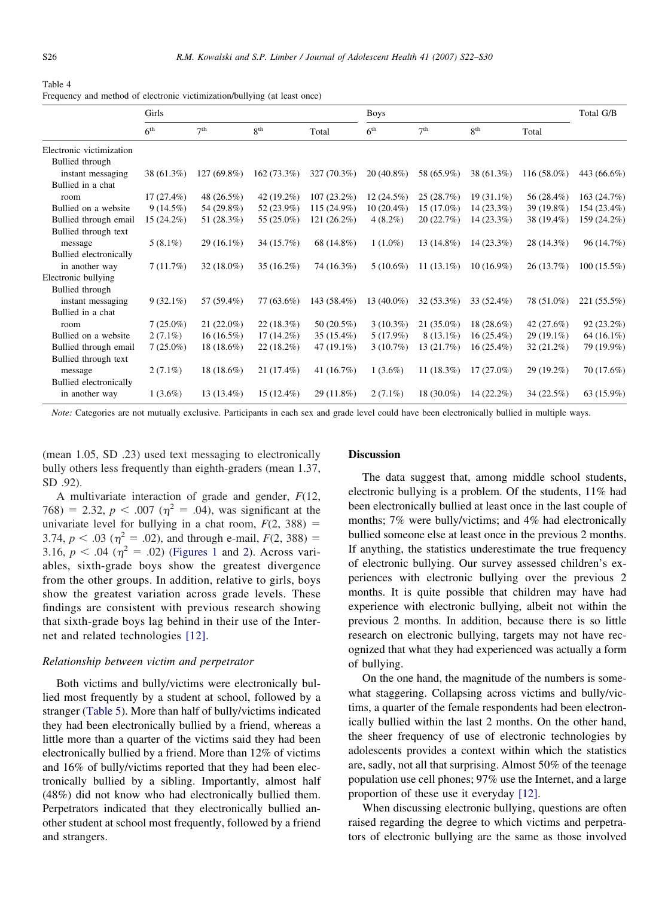Table 4
Frequency and method of electronic victimization/bullying (at least once)

| | Girls | | | | Boys | | | | Total G/B |
|---|---|---|---|---|---|---|---|---|---|
| | 6th | 7th | 8th | Total | 6th | 7th | 8th | Total | |
| Electronic victimization | | | | | | | | | |
| Bullied through instant messaging | 38 (61.3%) | 127 (69.8%) | 162 (73.3%) | 327 (70.3%) | 20 (40.8%) | 58 (65.9%) | 38 (61.3%) | 116 (58.0%) | 443 (66.6%) |
| Bullied in a chat room | 17 (27.4%) | 48 (26.5%) | 42 (19.2%) | 107 (23.2%) | 12 (24.5%) | 25 (28.7%) | 19 (31.1%) | 56 (28.4%) | 163 (24.7%) |
| Bullied on a website | 9 (14.5%) | 54 (29.8%) | 52 (23.9%) | 115 (24.9%) | 10 (20.4%) | 15 (17.0%) | 14 (23.3%) | 39 (19.8%) | 154 (23.4%) |
| Bullied through email | 15 (24.2%) | 51 (28.3%) | 55 (25.0%) | 121 (26.2%) | 4 (8.2%) | 20 (22.7%) | 14 (23.3%) | 38 (19.4%) | 159 (24.2%) |
| Bullied through text message | 5 (8.1%) | 29 (16.1%) | 34 (15.7%) | 68 (14.8%) | 1 (1.0%) | 13 (14.8%) | 14 (23.3%) | 28 (14.3%) | 96 (14.7%) |
| Bullied electronically in another way | 7 (11.7%) | 32 (18.0%) | 35 (16.2%) | 74 (16.3%) | 5 (10.6%) | 11 (13.1%) | 10 (16.9%) | 26 (13.7%) | 100 (15.5%) |
| Electronic bullying | | | | | | | | | |
| Bullied through instant messaging | 9 (32.1%) | 57 (59.4%) | 77 (63.6%) | 143 (58.4%) | 13 (40.0%) | 32 (53.3%) | 33 (52.4%) | 78 (51.0%) | 221 (55.5%) |
| Bullied in a chat room | 7 (25.0%) | 21 (22.0%) | 22 (18.3%) | 50 (20.5%) | 3 (10.3%) | 21 (35.0%) | 18 (28.6%) | 42 (27.6%) | 92 (23.2%) |
| Bullied on a website | 2 (7.1%) | 16 (16.5%) | 17 (14.2%) | 35 (15.4%) | 5 (17.9%) | 8 (13.1%) | 16 (25.4%) | 29 (19.1%) | 64 (16.1%) |
| Bullied through email | 7 (25.0%) | 18 (18.6%) | 22 (18.2%) | 47 (19.1%) | 3 (10.7%) | 13 (21.7%) | 16 (25.4%) | 32 (21.2%) | 79 (19.9%) |
| Bullied through text message | 2 (7.1%) | 18 (18.6%) | 21 (17.4%) | 41 (16.7%) | 1 (3.6%) | 11 (18.3%) | 17 (27.0%) | 29 (19.2%) | 70 (17.6%) |
| Bullied electronically in another way | 1 (3.6%) | 13 (13.4%) | 15 (12.4%) | 29 (11.8%) | 2 (7.1%) | 18 (30.0%) | 14 (22.2%) | 34 (22.5%) | 63 (15.9%) |

*Note:* Categories are not mutually exclusive. Participants in each sex and grade level could have been electronically bullied in multiple ways.

(mean 1.05, SD .23) used text messaging to electronically bully others less frequently than eighth-graders (mean 1.37, SD .92).

A multivariate interaction of grade and gender, $F(12, 768) = 2.32$, $p < .007$ ($\eta^2 = .04$), was significant at the univariate level for bullying in a chat room, $F(2, 388) = 3.74$, $p < .03$ ($\eta^2 = .02$), and through e-mail, $F(2, 388) = 3.16$, $p < .04$ ($\eta^2 = .02$) (Figures 1 and 2). Across variables, sixth-grade boys show the greatest divergence from the other groups. In addition, relative to girls, boys show the greatest variation across grade levels. These findings are consistent with previous research showing that sixth-grade boys lag behind in their use of the Internet and related technologies [12].

### Relationship between victim and perpetrator

Both victims and bully/victims were electronically bullied most frequently by a student at school, followed by a stranger (Table 5). More than half of bully/victims indicated they had been electronically bullied by a friend, whereas a little more than a quarter of the victims said they had been electronically bullied by a friend. More than 12% of victims and 16% of bully/victims reported that they had been electronically bullied by a sibling. Importantly, almost half (48%) did not know who had electronically bullied them. Perpetrators indicated that they electronically bullied another student at school most frequently, followed by a friend and strangers.

## Discussion

The data suggest that, among middle school students, electronic bullying is a problem. Of the students, 11% had been electronically bullied at least once in the last couple of months; 7% were bully/victims; and 4% had electronically bullied someone else at least once in the previous 2 months. If anything, the statistics underestimate the true frequency of electronic bullying. Our survey assessed children's experiences with electronic bullying over the previous 2 months. It is quite possible that children may have had experience with electronic bullying, albeit not within the previous 2 months. In addition, because there is so little research on electronic bullying, targets may not have recognized that what they had experienced was actually a form of bullying.

On the one hand, the magnitude of the numbers is somewhat staggering. Collapsing across victims and bully/victims, a quarter of the female respondents had been electronically bullied within the last 2 months. On the other hand, the sheer frequency of use of electronic technologies by adolescents provides a context within which the statistics are, sadly, not all that surprising. Almost 50% of the teenage population use cell phones; 97% use the Internet, and a large proportion of these use it everyday [12].

When discussing electronic bullying, questions are often raised regarding the degree to which victims and perpetrators of electronic bullying are the same as those involved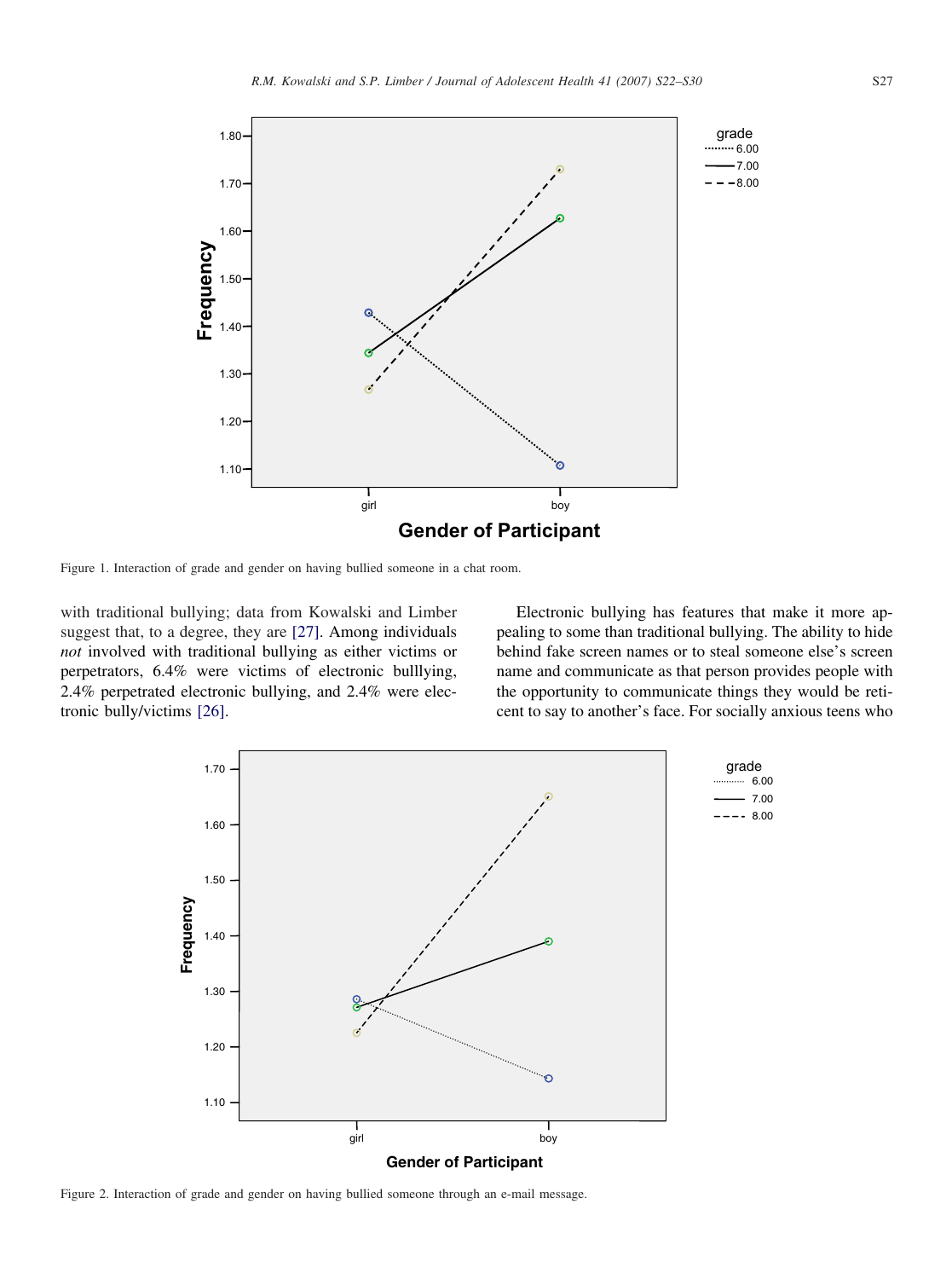Figure 1. Interaction of grade and gender on having bullied someone in a chat room.

with traditional bullying; data from Kowalski and Limber suggest that, to a degree, they are [27]. Among individuals *not* involved with traditional bullying as either victims or perpetrators, 6.4% were victims of electronic bulllying, 2.4% perpetrated electronic bullying, and 2.4% were electronic bully/victims [26].

Electronic bullying has features that make it more appealing to some than traditional bullying. The ability to hide behind fake screen names or to steal someone else's screen name and communicate as that person provides people with the opportunity to communicate things they would be reticent to say to another's face. For socially anxious teens who

Figure 2. Interaction of grade and gender on having bullied someone through an e-mail message.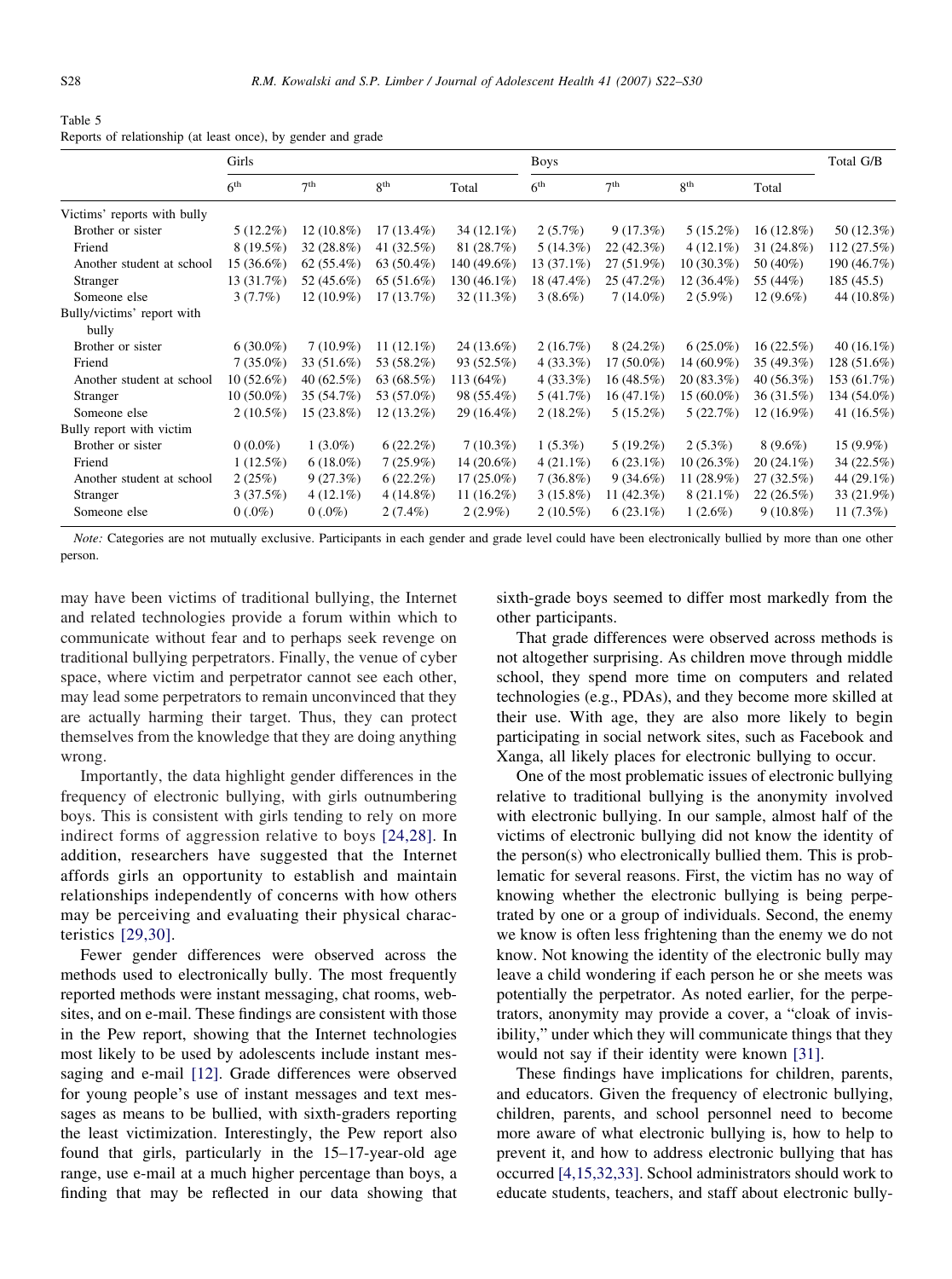Table 5
Reports of relationship (at least once), by gender and grade

| | Girls | | | | Boys | | | | Total G/B |
|---|---|---|---|---|---|---|---|---|---|
| | 6th | 7th | 8th | Total | 6th | 7th | 8th | Total | |
| Victims' reports with bully | | | | | | | | | |
| Brother or sister | 5 (12.2%) | 12 (10.8%) | 17 (13.4%) | 34 (12.1%) | 2 (5.7%) | 9 (17.3%) | 5 (15.2%) | 16 (12.8%) | 50 (12.3%) |
| Friend | 8 (19.5%) | 32 (28.8%) | 41 (32.5%) | 81 (28.7%) | 5 (14.3%) | 22 (42.3%) | 4 (12.1%) | 31 (24.8%) | 112 (27.5%) |
| Another student at school | 15 (36.6%) | 62 (55.4%) | 63 (50.4%) | 140 (49.6%) | 13 (37.1%) | 27 (51.9%) | 10 (30.3%) | 50 (40%) | 190 (46.7%) |
| Stranger | 13 (31.7%) | 52 (45.6%) | 65 (51.6%) | 130 (46.1%) | 18 (47.4%) | 25 (47.2%) | 12 (36.4%) | 55 (44%) | 185 (45.5) |
| Someone else | 3 (7.7%) | 12 (10.9%) | 17 (13.7%) | 32 (11.3%) | 3 (8.6%) | 7 (14.0%) | 2 (5.9%) | 12 (9.6%) | 44 (10.8%) |
| Bully/victims' report with bully | | | | | | | | | |
| Brother or sister | 6 (30.0%) | 7 (10.9%) | 11 (12.1%) | 24 (13.6%) | 2 (16.7%) | 8 (24.2%) | 6 (25.0%) | 16 (22.5%) | 40 (16.1%) |
| Friend | 7 (35.0%) | 33 (51.6%) | 53 (58.2%) | 93 (52.5%) | 4 (33.3%) | 17 (50.0%) | 14 (60.9%) | 35 (49.3%) | 128 (51.6%) |
| Another student at school | 10 (52.6%) | 40 (62.5%) | 63 (68.5%) | 113 (64%) | 4 (33.3%) | 16 (48.5%) | 20 (83.3%) | 40 (56.3%) | 153 (61.7%) |
| Stranger | 10 (50.0%) | 35 (54.7%) | 53 (57.0%) | 98 (55.4%) | 5 (41.7%) | 16 (47.1%) | 15 (60.0%) | 36 (31.5%) | 134 (54.0%) |
| Someone else | 2 (10.5%) | 15 (23.8%) | 12 (13.2%) | 29 (16.4%) | 2 (18.2%) | 5 (15.2%) | 5 (22.7%) | 12 (16.9%) | 41 (16.5%) |
| Bully report with victim | | | | | | | | | |
| Brother or sister | 0 (0.0%) | 1 (3.0%) | 6 (22.2%) | 7 (10.3%) | 1 (5.3%) | 5 (19.2%) | 2 (5.3%) | 8 (9.6%) | 15 (9.9%) |
| Friend | 1 (12.5%) | 6 (18.0%) | 7 (25.9%) | 14 (20.6%) | 4 (21.1%) | 6 (23.1%) | 10 (26.3%) | 20 (24.1%) | 34 (22.5%) |
| Another student at school | 2 (25%) | 9 (27.3%) | 6 (22.2%) | 17 (25.0%) | 7 (36.8%) | 9 (34.6%) | 11 (28.9%) | 27 (32.5%) | 44 (29.1%) |
| Stranger | 3 (37.5%) | 4 (12.1%) | 4 (14.8%) | 11 (16.2%) | 3 (15.8%) | 11 (42.3%) | 8 (21.1%) | 22 (26.5%) | 33 (21.9%) |
| Someone else | 0 (.0%) | 0 (.0%) | 2 (7.4%) | 2 (2.9%) | 2 (10.5%) | 6 (23.1%) | 1 (2.6%) | 9 (10.8%) | 11 (7.3%) |

*Note:* Categories are not mutually exclusive. Participants in each gender and grade level could have been electronically bullied by more than one other person.

may have been victims of traditional bullying, the Internet and related technologies provide a forum within which to communicate without fear and to perhaps seek revenge on traditional bullying perpetrators. Finally, the venue of cyber space, where victim and perpetrator cannot see each other, may lead some perpetrators to remain unconvinced that they are actually harming their target. Thus, they can protect themselves from the knowledge that they are doing anything wrong.

Importantly, the data highlight gender differences in the frequency of electronic bullying, with girls outnumbering boys. This is consistent with girls tending to rely on more indirect forms of aggression relative to boys [24,28]. In addition, researchers have suggested that the Internet affords girls an opportunity to establish and maintain relationships independently of concerns with how others may be perceiving and evaluating their physical characteristics [29,30].

Fewer gender differences were observed across the methods used to electronically bully. The most frequently reported methods were instant messaging, chat rooms, websites, and on e-mail. These findings are consistent with those in the Pew report, showing that the Internet technologies most likely to be used by adolescents include instant messaging and e-mail [12]. Grade differences were observed for young people's use of instant messages and text messages as means to be bullied, with sixth-graders reporting the least victimization. Interestingly, the Pew report also found that girls, particularly in the 15–17-year-old age range, use e-mail at a much higher percentage than boys, a finding that may be reflected in our data showing that sixth-grade boys seemed to differ most markedly from the other participants.

That grade differences were observed across methods is not altogether surprising. As children move through middle school, they spend more time on computers and related technologies (e.g., PDAs), and they become more skilled at their use. With age, they are also more likely to begin participating in social network sites, such as Facebook and Xanga, all likely places for electronic bullying to occur.

One of the most problematic issues of electronic bullying relative to traditional bullying is the anonymity involved with electronic bullying. In our sample, almost half of the victims of electronic bullying did not know the identity of the person(s) who electronically bullied them. This is problematic for several reasons. First, the victim has no way of knowing whether the electronic bullying is being perpetrated by one or a group of individuals. Second, the enemy we know is often less frightening than the enemy we do not know. Not knowing the identity of the electronic bully may leave a child wondering if each person he or she meets was potentially the perpetrator. As noted earlier, for the perpetrators, anonymity may provide a cover, a "cloak of invisibility," under which they will communicate things that they would not say if their identity were known [31].

These findings have implications for children, parents, and educators. Given the frequency of electronic bullying, children, parents, and school personnel need to become more aware of what electronic bullying is, how to help to prevent it, and how to address electronic bullying that has occurred [4,15,32,33]. School administrators should work to educate students, teachers, and staff about electronic bully-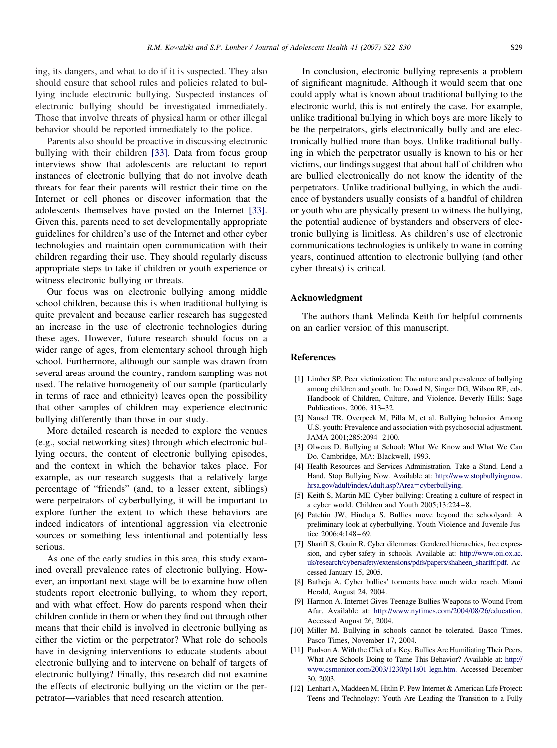ing, its dangers, and what to do if it is suspected. They also should ensure that school rules and policies related to bullying include electronic bullying. Suspected instances of electronic bullying should be investigated immediately. Those that involve threats of physical harm or other illegal behavior should be reported immediately to the police.

Parents also should be proactive in discussing electronic bullying with their children [33]. Data from focus group interviews show that adolescents are reluctant to report instances of electronic bullying that do not involve death threats for fear their parents will restrict their time on the Internet or cell phones or discover information that the adolescents themselves have posted on the Internet [33]. Given this, parents need to set developmentally appropriate guidelines for children's use of the Internet and other cyber technologies and maintain open communication with their children regarding their use. They should regularly discuss appropriate steps to take if children or youth experience or witness electronic bullying or threats.

Our focus was on electronic bullying among middle school children, because this is when traditional bullying is quite prevalent and because earlier research has suggested an increase in the use of electronic technologies during these ages. However, future research should focus on a wider range of ages, from elementary school through high school. Furthermore, although our sample was drawn from several areas around the country, random sampling was not used. The relative homogeneity of our sample (particularly in terms of race and ethnicity) leaves open the possibility that other samples of children may experience electronic bullying differently than those in our study.

More detailed research is needed to explore the venues (e.g., social networking sites) through which electronic bullying occurs, the content of electronic bullying episodes, and the context in which the behavior takes place. For example, as our research suggests that a relatively large percentage of "friends" (and, to a lesser extent, siblings) were perpetrators of cyberbullying, it will be important to explore further the extent to which these behaviors are indeed indicators of intentional aggression via electronic sources or something less intentional and potentially less serious.

As one of the early studies in this area, this study examined overall prevalence rates of electronic bullying. However, an important next stage will be to examine how often students report electronic bullying, to whom they report, and with what effect. How do parents respond when their children confide in them or when they find out through other means that their child is involved in electronic bullying as either the victim or the perpetrator? What role do schools have in designing interventions to educate students about electronic bullying and to intervene on behalf of targets of electronic bullying? Finally, this research did not examine the effects of electronic bullying on the victim or the perpetrator—variables that need research attention.

In conclusion, electronic bullying represents a problem of significant magnitude. Although it would seem that one could apply what is known about traditional bullying to the electronic world, this is not entirely the case. For example, unlike traditional bullying in which boys are more likely to be the perpetrators, girls electronically bully and are electronically bullied more than boys. Unlike traditional bullying in which the perpetrator usually is known to his or her victims, our findings suggest that about half of children who are bullied electronically do not know the identity of the perpetrators. Unlike traditional bullying, in which the audience of bystanders usually consists of a handful of children or youth who are physically present to witness the bullying, the potential audience of bystanders and observers of electronic bullying is limitless. As children's use of electronic communications technologies is unlikely to wane in coming years, continued attention to electronic bullying (and other cyber threats) is critical.

## Acknowledgment

The authors thank Melinda Keith for helpful comments on an earlier version of this manuscript.

## References

[1] Limber SP. Peer victimization: The nature and prevalence of bullying among children and youth. In: Dowd N, Singer DG, Wilson RF, eds. Handbook of Children, Culture, and Violence. Beverly Hills: Sage Publications, 2006, 313–32.

[2] Nansel TR, Overpeck M, Pilla M, et al. Bullying behavior Among U.S. youth: Prevalence and association with psychosocial adjustment. JAMA 2001;285:2094–2100.

[3] Olweus D. Bullying at School: What We Know and What We Can Do. Cambridge, MA: Blackwell, 1993.

[4] Health Resources and Services Administration. Take a Stand. Lend a Hand. Stop Bullying Now. Available at: http://www.stopbullyingnow.hrsa.gov/adult/indexAdult.asp?Area=cyberbullying.

[5] Keith S, Martin ME. Cyber-bullying: Creating a culture of respect in a cyber world. Children and Youth 2005;13:224–8.

[6] Patchin JW, Hinduja S. Bullies move beyond the schoolyard: A preliminary look at cyberbullying. Youth Violence and Juvenile Justice 2006;4:148–69.

[7] Shariff S, Gouin R. Cyber dilemmas: Gendered hierarchies, free expression, and cyber-safety in schools. Available at: http://www.oii.ox.ac.uk/research/cybersafety/extensions/pdfs/papers/shaheen_shariff.pdf. Accessed January 15, 2005.

[8] Batheja A. Cyber bullies' torments have much wider reach. Miami Herald, August 24, 2004.

[9] Harmon A. Internet Gives Teenage Bullies Weapons to Wound From Afar. Available at: http://www.nytimes.com/2004/08/26/education. Accessed August 26, 2004.

[10] Miller M. Bullying in schools cannot be tolerated. Basco Times. Pasco Times, November 17, 2004.

[11] Paulson A. With the Click of a Key, Bullies Are Humiliating Their Peers. What Are Schools Doing to Tame This Behavior? Available at: http://www.csmonitor.com/2003/1230/p11s01-legn.htm. Accessed December 30, 2003.

[12] Lenhart A, Maddeen M, Hitlin P. Pew Internet & American Life Project: Teens and Technology: Youth Are Leading the Transition to a Fully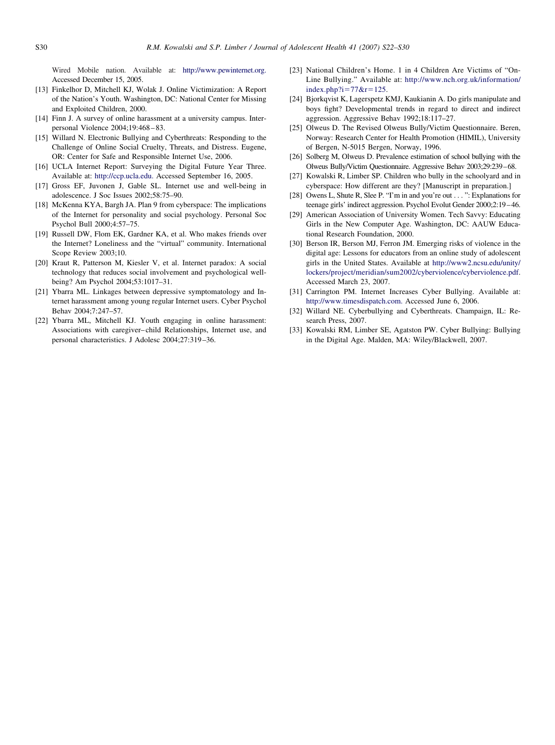Wired Mobile nation. Available at: http://www.pewinternet.org. Accessed December 15, 2005.

[13] Finkelhor D, Mitchell KJ, Wolak J. Online Victimization: A Report of the Nation's Youth. Washington, DC: National Center for Missing and Exploited Children, 2000.

[14] Finn J. A survey of online harassment at a university campus. Interpersonal Violence 2004;19:468–83.

[15] Willard N. Electronic Bullying and Cyberthreats: Responding to the Challenge of Online Social Cruelty, Threats, and Distress. Eugene, OR: Center for Safe and Responsible Internet Use, 2006.

[16] UCLA Internet Report: Surveying the Digital Future Year Three. Available at: http://ccp.ucla.edu. Accessed September 16, 2005.

[17] Gross EF, Juvonen J, Gable SL. Internet use and well-being in adolescence. J Soc Issues 2002;58:75–90.

[18] McKenna KYA, Bargh JA. Plan 9 from cyberspace: The implications of the Internet for personality and social psychology. Personal Soc Psychol Bull 2000;4:57–75.

[19] Russell DW, Flom EK, Gardner KA, et al. Who makes friends over the Internet? Loneliness and the "virtual" community. International Scope Review 2003;10.

[20] Kraut R, Patterson M, Kiesler V, et al. Internet paradox: A social technology that reduces social involvement and psychological well-being? Am Psychol 2004;53:1017–31.

[21] Ybarra ML. Linkages between depressive symptomatology and Internet harassment among young regular Internet users. Cyber Psychol Behav 2004;7:247–57.

[22] Ybarra ML, Mitchell KJ. Youth engaging in online harassment: Associations with caregiver–child Relationships, Internet use, and personal characteristics. J Adolesc 2004;27:319–36.

[23] National Children's Home. 1 in 4 Children Are Victims of "On-Line Bullying." Available at: http://www.nch.org.uk/information/index.php?i=77&r=125.

[24] Bjorkqvist K, Lagerspetz KMJ, Kaukianin A. Do girls manipulate and boys fight? Developmental trends in regard to direct and indirect aggression. Aggressive Behav 1992;18:117–27.

[25] Olweus D. The Revised Olweus Bully/Victim Questionnaire. Beren, Norway: Research Center for Health Promotion (HIMIL), University of Bergen, N-5015 Bergen, Norway, 1996.

[26] Solberg M, Olweus D. Prevalence estimation of school bullying with the Olweus Bully/Victim Questionnaire. Aggressive Behav 2003;29:239–68.

[27] Kowalski R, Limber SP. Children who bully in the schoolyard and in cyberspace: How different are they? [Manuscript in preparation.]

[28] Owens L, Shute R, Slee P. "I'm in and you're out . . . ": Explanations for teenage girls' indirect aggression. Psychol Evolut Gender 2000;2:19–46.

[29] American Association of University Women. Tech Savvy: Educating Girls in the New Computer Age. Washington, DC: AAUW Educational Research Foundation, 2000.

[30] Berson IR, Berson MJ, Ferron JM. Emerging risks of violence in the digital age: Lessons for educators from an online study of adolescent girls in the United States. Available at http://www2.ncsu.edu/unity/lockers/project/meridian/sum2002/cyberviolence/cyberviolence.pdf. Accessed March 23, 2007.

[31] Carrington PM. Internet Increases Cyber Bullying. Available at: http://www.timesdispatch.com. Accessed June 6, 2006.

[32] Willard NE. Cyberbullying and Cyberthreats. Champaign, IL: Research Press, 2007.

[33] Kowalski RM, Limber SE, Agatston PW. Cyber Bullying: Bullying in the Digital Age. Malden, MA: Wiley/Blackwell, 2007.